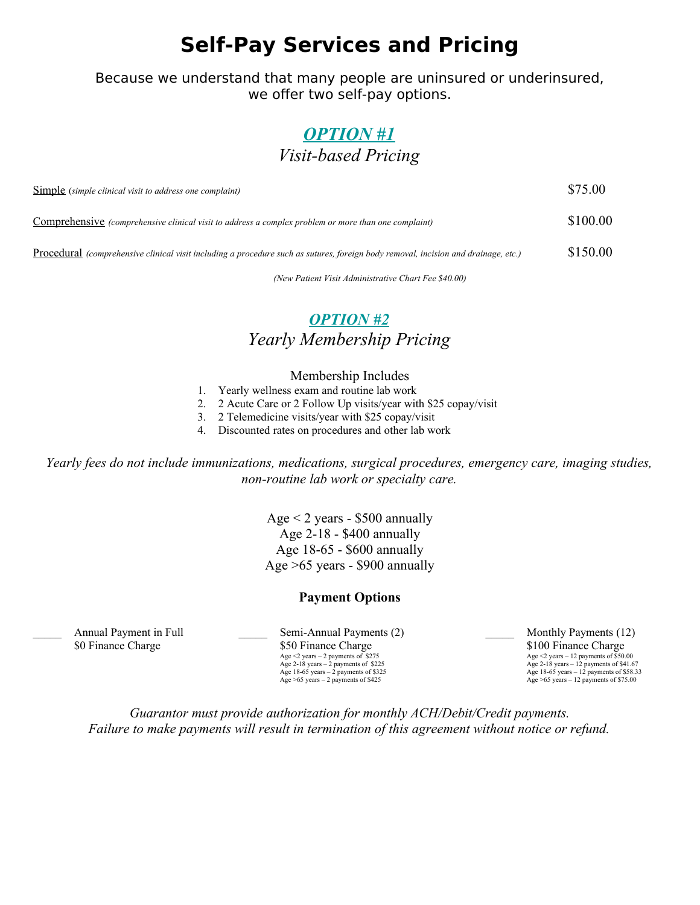# Self-Pay Services and Pricing

Because we understand that many people are uninsured or underinsured, we offer two self-pay options.

## *OPTION #1*

### *Visit-based Pricing*

| Service | Price |
|---|---|
| Simple (*simple clinical visit to address one complaint*) | $75.00 |
| Comprehensive *(comprehensive clinical visit to address a complex problem or more than one complaint)* | $100.00 |
| Procedural *(comprehensive clinical visit including a procedure such as sutures, foreign body removal, incision and drainage, etc.)* | $150.00 |

*(New Patient Visit Administrative Chart Fee $40.00)*

## *OPTION #2*

### *Yearly Membership Pricing*

Membership Includes

1. Yearly wellness exam and routine lab work
2. 2 Acute Care or 2 Follow Up visits/year with $25 copay/visit
3. 2 Telemedicine visits/year with $25 copay/visit
4. Discounted rates on procedures and other lab work

*Yearly fees do not include immunizations, medications, surgical procedures, emergency care, imaging studies, non-routine lab work or specialty care.*

Age < 2 years - $500 annually
Age 2-18 - $400 annually
Age 18-65 - $600 annually
Age >65 years - $900 annually

**Payment Options**

_____ Annual Payment in Full
$0 Finance Charge

_____ Semi-Annual Payments (2)
$50 Finance Charge
Age <2 years – 2 payments of $275
Age 2-18 years – 2 payments of $225
Age 18-65 years – 2 payments of $325
Age >65 years – 2 payments of $425

_____ Monthly Payments (12)
$100 Finance Charge
Age <2 years – 12 payments of $50.00
Age 2-18 years – 12 payments of $41.67
Age 18-65 years – 12 payments of $58.33
Age >65 years – 12 payments of $75.00

*Guarantor must provide authorization for monthly ACH/Debit/Credit payments.*
*Failure to make payments will result in termination of this agreement without notice or refund.*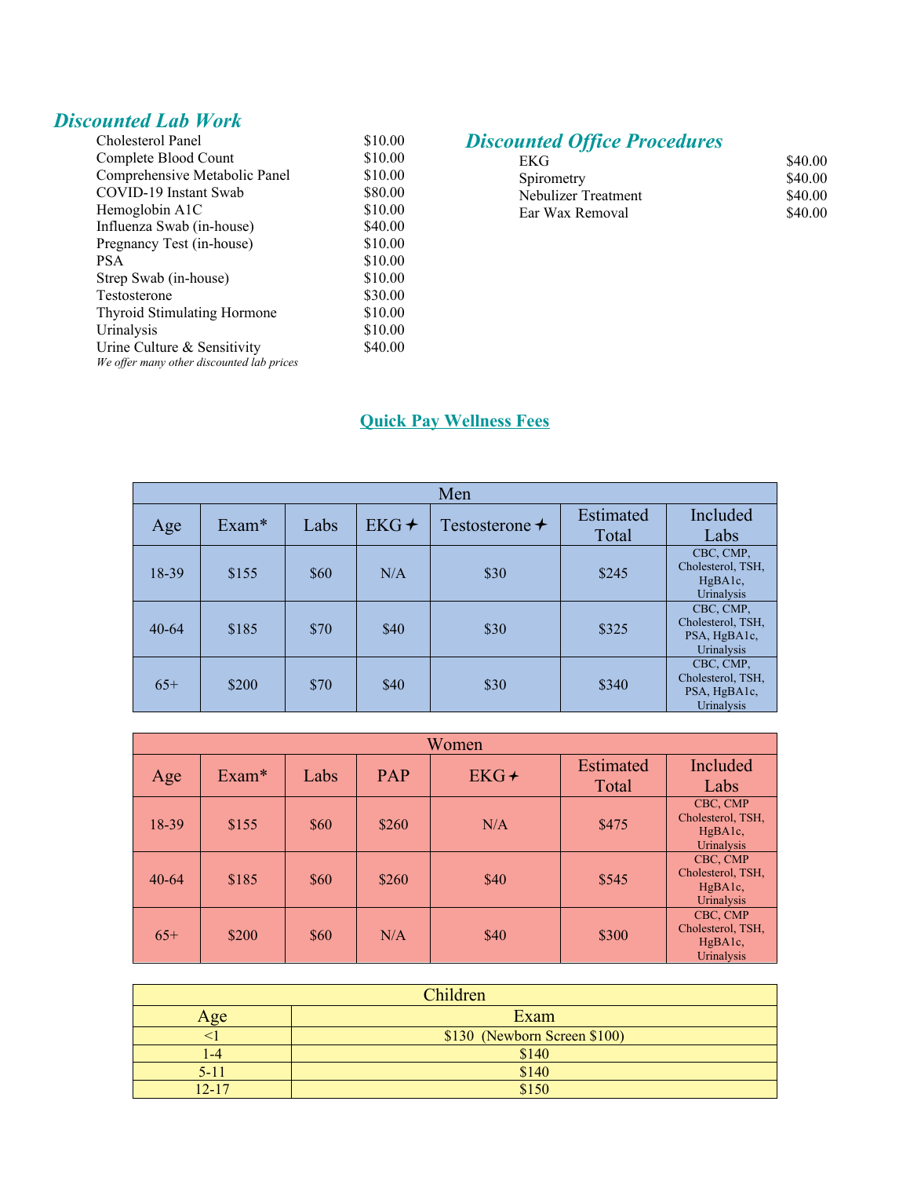## *Discounted Lab Work*

| | |
|---|---|
| Cholesterol Panel | $10.00 |
| Complete Blood Count | $10.00 |
| Comprehensive Metabolic Panel | $10.00 |
| COVID-19 Instant Swab | $80.00 |
| Hemoglobin A1C | $10.00 |
| Influenza Swab (in-house) | $40.00 |
| Pregnancy Test (in-house) | $10.00 |
| PSA | $10.00 |
| Strep Swab (in-house) | $10.00 |
| Testosterone | $30.00 |
| Thyroid Stimulating Hormone | $10.00 |
| Urinalysis | $10.00 |
| Urine Culture & Sensitivity | $40.00 |

*We offer many other discounted lab prices*

## *Discounted Office Procedures*

| | |
|---|---|
| EKG | $40.00 |
| Spirometry | $40.00 |
| Nebulizer Treatment | $40.00 |
| Ear Wax Removal | $40.00 |

## Quick Pay Wellness Fees

| Men | | | | | | |
|---|---|---|---|---|---|---|
| Age | Exam* | Labs | EKG ✦ | Testosterone ✦ | Estimated Total | Included Labs |
| 18-39 | $155 | $60 | N/A | $30 | $245 | CBC, CMP, Cholesterol, TSH, HgBA1c, Urinalysis |
| 40-64 | $185 | $70 | $40 | $30 | $325 | CBC, CMP, Cholesterol, TSH, PSA, HgBA1c, Urinalysis |
| 65+ | $200 | $70 | $40 | $30 | $340 | CBC, CMP, Cholesterol, TSH, PSA, HgBA1c, Urinalysis |

| Women | | | | | | |
|---|---|---|---|---|---|---|
| Age | Exam* | Labs | PAP | EKG ✦ | Estimated Total | Included Labs |
| 18-39 | $155 | $60 | $260 | N/A | $475 | CBC, CMP Cholesterol, TSH, HgBA1c, Urinalysis |
| 40-64 | $185 | $60 | $260 | $40 | $545 | CBC, CMP Cholesterol, TSH, HgBA1c, Urinalysis |
| 65+ | $200 | $60 | N/A | $40 | $300 | CBC, CMP Cholesterol, TSH, HgBA1c, Urinalysis |

| Children | |
|---|---|
| Age | Exam |
| <1 | $130 (Newborn Screen $100) |
| 1-4 | $140 |
| 5-11 | $140 |
| 12-17 | $150 |